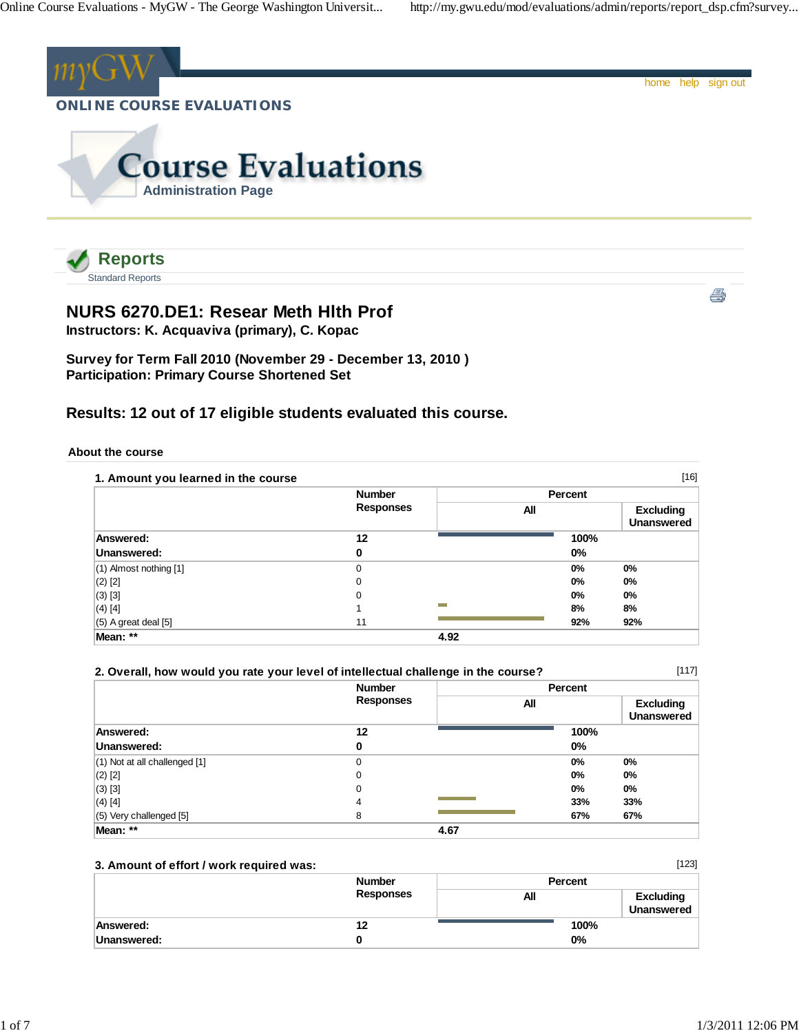ONLINE COURSE EVALUATIONS

# Course Evaluations

Administration Page

## Reports

Standard Reports

# NURS 6270.DE1: Resear Meth Hlth Prof

**Instructors: K. Acquaviva (primary), C. Kopac**

**Survey for Term Fall 2010 (November 29 - December 13, 2010 )**
**Participation: Primary Course Shortened Set**

## Results: 12 out of 17 eligible students evaluated this course.

### About the course

**1. Amount you learned in the course** [16]

| | Number Responses | Percent All | Percent Excluding Unanswered |
|---|---|---|---|
| **Answered:** | **12** | **100%** | |
| **Unanswered:** | **0** | **0%** | |
| (1) Almost nothing [1] | 0 | 0% | 0% |
| (2) [2] | 0 | 0% | 0% |
| (3) [3] | 0 | 0% | 0% |
| (4) [4] | 1 | 8% | 8% |
| (5) A great deal [5] | 11 | 92% | 92% |
| **Mean: \*\*** | | 4.92 | |

**2. Overall, how would you rate your level of intellectual challenge in the course?** [117]

| | Number Responses | Percent All | Percent Excluding Unanswered |
|---|---|---|---|
| **Answered:** | **12** | **100%** | |
| **Unanswered:** | **0** | **0%** | |
| (1) Not at all challenged [1] | 0 | 0% | 0% |
| (2) [2] | 0 | 0% | 0% |
| (3) [3] | 0 | 0% | 0% |
| (4) [4] | 4 | 33% | 33% |
| (5) Very challenged [5] | 8 | 67% | 67% |
| **Mean: \*\*** | | 4.67 | |

**3. Amount of effort / work required was:** [123]

| | Number Responses | Percent All | Percent Excluding Unanswered |
|---|---|---|---|
| **Answered:** | **12** | **100%** | |
| **Unanswered:** | **0** | **0%** | |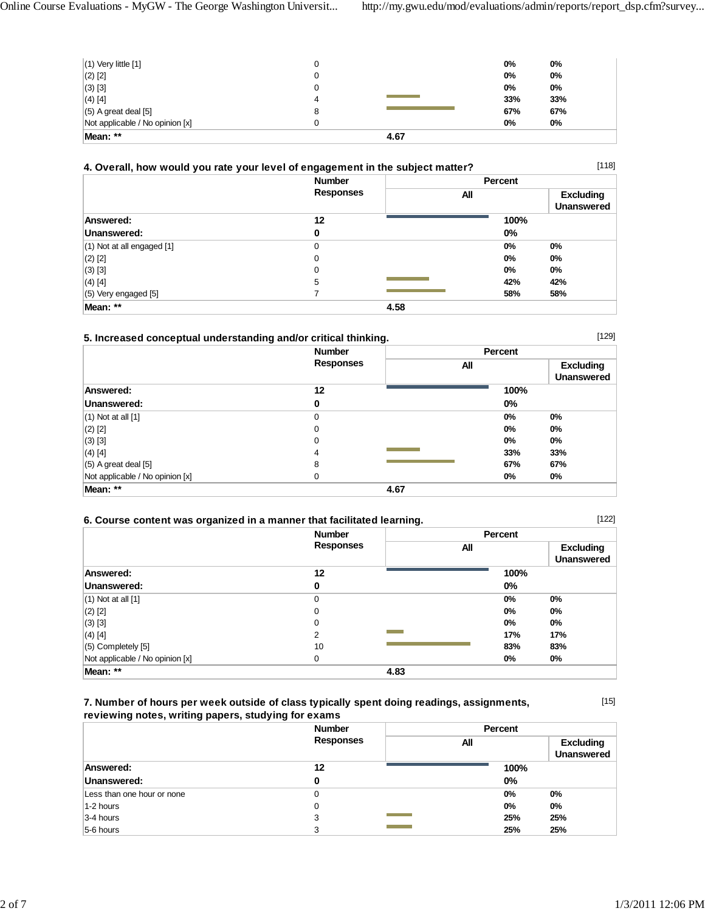| | Number Responses | Percent All | Excluding Unanswered |
|---|---|---|---|
| (1) Very little [1] | 0 | 0% | 0% |
| (2) [2] | 0 | 0% | 0% |
| (3) [3] | 0 | 0% | 0% |
| (4) [4] | 4 | 33% | 33% |
| (5) A great deal [5] | 8 | 67% | 67% |
| Not applicable / No opinion [x] | 0 | 0% | 0% |
| **Mean: \*\*** | | **4.67** | |

### 4. Overall, how would you rate your level of engagement in the subject matter?

[118]

| | Number Responses | Percent | |
|---|---|---|---|
| | | All | Excluding Unanswered |
| **Answered:** | **12** | **100%** | |
| **Unanswered:** | **0** | **0%** | |
| (1) Not at all engaged [1] | 0 | 0% | 0% |
| (2) [2] | 0 | 0% | 0% |
| (3) [3] | 0 | 0% | 0% |
| (4) [4] | 5 | 42% | 42% |
| (5) Very engaged [5] | 7 | 58% | 58% |
| **Mean: \*\*** | | **4.58** | |

### 5. Increased conceptual understanding and/or critical thinking.

[129]

| | Number Responses | Percent | |
|---|---|---|---|
| | | All | Excluding Unanswered |
| **Answered:** | **12** | **100%** | |
| **Unanswered:** | **0** | **0%** | |
| (1) Not at all [1] | 0 | 0% | 0% |
| (2) [2] | 0 | 0% | 0% |
| (3) [3] | 0 | 0% | 0% |
| (4) [4] | 4 | 33% | 33% |
| (5) A great deal [5] | 8 | 67% | 67% |
| Not applicable / No opinion [x] | 0 | 0% | 0% |
| **Mean: \*\*** | | **4.67** | |

### 6. Course content was organized in a manner that facilitated learning.

[122]

| | Number Responses | Percent | |
|---|---|---|---|
| | | All | Excluding Unanswered |
| **Answered:** | **12** | **100%** | |
| **Unanswered:** | **0** | **0%** | |
| (1) Not at all [1] | 0 | 0% | 0% |
| (2) [2] | 0 | 0% | 0% |
| (3) [3] | 0 | 0% | 0% |
| (4) [4] | 2 | 17% | 17% |
| (5) Completely [5] | 10 | 83% | 83% |
| Not applicable / No opinion [x] | 0 | 0% | 0% |
| **Mean: \*\*** | | **4.83** | |

### 7. Number of hours per week outside of class typically spent doing readings, assignments, reviewing notes, writing papers, studying for exams

[15]

| | Number Responses | Percent | |
|---|---|---|---|
| | | All | Excluding Unanswered |
| **Answered:** | **12** | **100%** | |
| **Unanswered:** | **0** | **0%** | |
| Less than one hour or none | 0 | 0% | 0% |
| 1-2 hours | 0 | 0% | 0% |
| 3-4 hours | 3 | 25% | 25% |
| 5-6 hours | 3 | 25% | 25% |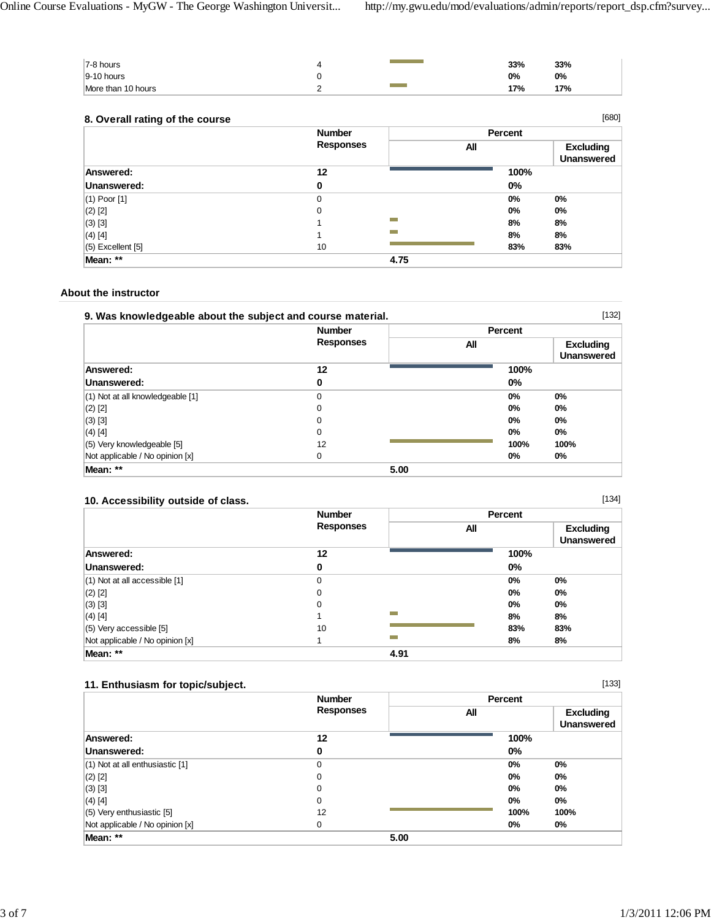| | | | | |
|---|---|---|---|---|
| 7-8 hours | 4 | | 33% | 33% |
| 9-10 hours | 0 | | 0% | 0% |
| More than 10 hours | 2 | | 17% | 17% |

### 8. Overall rating of the course

[680]

| | Number Responses | Percent | | |
|---|---|---|---|---|
| | | All | | Excluding Unanswered |
| **Answered:** | **12** | | **100%** | |
| **Unanswered:** | **0** | | **0%** | |
| (1) Poor [1] | 0 | | 0% | 0% |
| (2) [2] | 0 | | 0% | 0% |
| (3) [3] | 1 | | 8% | 8% |
| (4) [4] | 1 | | 8% | 8% |
| (5) Excellent [5] | 10 | | 83% | 83% |
| **Mean: \*\*** | | **4.75** | | |

## About the instructor

### 9. Was knowledgeable about the subject and course material.

[132]

| | Number Responses | Percent | | |
|---|---|---|---|---|
| | | All | | Excluding Unanswered |
| **Answered:** | **12** | | **100%** | |
| **Unanswered:** | **0** | | **0%** | |
| (1) Not at all knowledgeable [1] | 0 | | 0% | 0% |
| (2) [2] | 0 | | 0% | 0% |
| (3) [3] | 0 | | 0% | 0% |
| (4) [4] | 0 | | 0% | 0% |
| (5) Very knowledgeable [5] | 12 | | 100% | 100% |
| Not applicable / No opinion [x] | 0 | | 0% | 0% |
| **Mean: \*\*** | | **5.00** | | |

### 10. Accessibility outside of class.

[134]

| | Number Responses | Percent | | |
|---|---|---|---|---|
| | | All | | Excluding Unanswered |
| **Answered:** | **12** | | **100%** | |
| **Unanswered:** | **0** | | **0%** | |
| (1) Not at all accessible [1] | 0 | | 0% | 0% |
| (2) [2] | 0 | | 0% | 0% |
| (3) [3] | 0 | | 0% | 0% |
| (4) [4] | 1 | | 8% | 8% |
| (5) Very accessible [5] | 10 | | 83% | 83% |
| Not applicable / No opinion [x] | 1 | | 8% | 8% |
| **Mean: \*\*** | | **4.91** | | |

### 11. Enthusiasm for topic/subject.

[133]

| | Number Responses | Percent | | |
|---|---|---|---|---|
| | | All | | Excluding Unanswered |
| **Answered:** | **12** | | **100%** | |
| **Unanswered:** | **0** | | **0%** | |
| (1) Not at all enthusiastic [1] | 0 | | 0% | 0% |
| (2) [2] | 0 | | 0% | 0% |
| (3) [3] | 0 | | 0% | 0% |
| (4) [4] | 0 | | 0% | 0% |
| (5) Very enthusiastic [5] | 12 | | 100% | 100% |
| Not applicable / No opinion [x] | 0 | | 0% | 0% |
| **Mean: \*\*** | | **5.00** | | |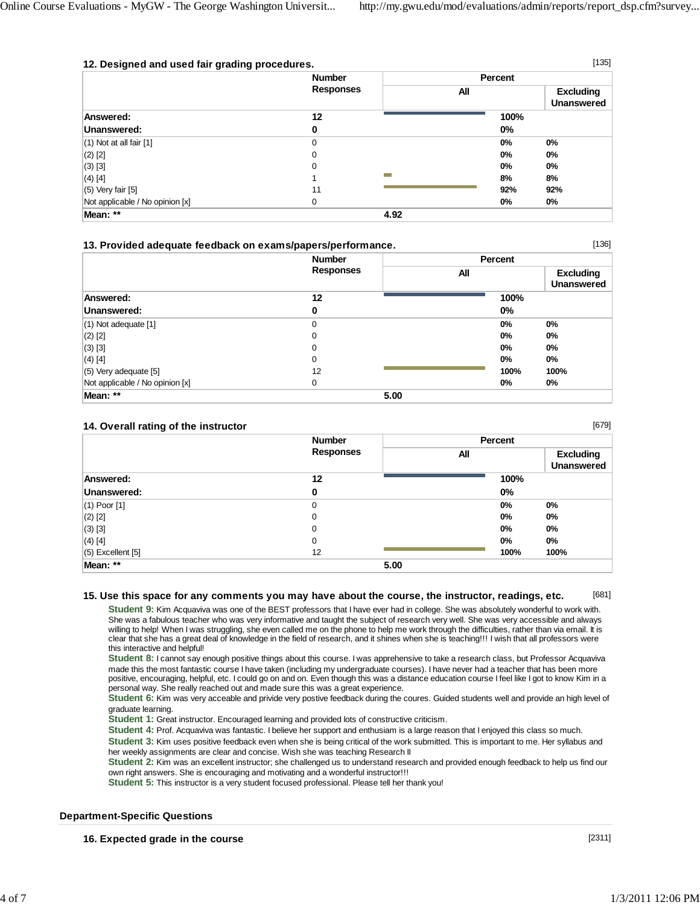### 12. Designed and used fair grading procedures.

[135]

| | Number Responses | Percent All | Percent Excluding Unanswered |
|---|---|---|---|
| **Answered:** | **12** | **100%** | |
| **Unanswered:** | **0** | **0%** | |
| (1) Not at all fair [1] | 0 | **0%** | **0%** |
| (2) [2] | 0 | **0%** | **0%** |
| (3) [3] | 0 | **0%** | **0%** |
| (4) [4] | 1 | **8%** | **8%** |
| (5) Very fair [5] | 11 | **92%** | **92%** |
| Not applicable / No opinion [x] | 0 | **0%** | **0%** |
| **Mean: \*\*** | **4.92** | | |

### 13. Provided adequate feedback on exams/papers/performance.

[136]

| | Number Responses | Percent All | Percent Excluding Unanswered |
|---|---|---|---|
| **Answered:** | **12** | **100%** | |
| **Unanswered:** | **0** | **0%** | |
| (1) Not adequate [1] | 0 | **0%** | **0%** |
| (2) [2] | 0 | **0%** | **0%** |
| (3) [3] | 0 | **0%** | **0%** |
| (4) [4] | 0 | **0%** | **0%** |
| (5) Very adequate [5] | 12 | **100%** | **100%** |
| Not applicable / No opinion [x] | 0 | **0%** | **0%** |
| **Mean: \*\*** | **5.00** | | |

### 14. Overall rating of the instructor

[679]

| | Number Responses | Percent All | Percent Excluding Unanswered |
|---|---|---|---|
| **Answered:** | **12** | **100%** | |
| **Unanswered:** | **0** | **0%** | |
| (1) Poor [1] | 0 | **0%** | **0%** |
| (2) [2] | 0 | **0%** | **0%** |
| (3) [3] | 0 | **0%** | **0%** |
| (4) [4] | 0 | **0%** | **0%** |
| (5) Excellent [5] | 12 | **100%** | **100%** |
| **Mean: \*\*** | **5.00** | | |

### 15. Use this space for any comments you may have about the course, the instructor, readings, etc.

[681]

**Student 9:** Kim Acquaviva was one of the BEST professors that I have ever had in college. She was absolutely wonderful to work with. She was a fabulous teacher who was very informative and taught the subject of research very well. She was very accessible and always willing to help! When I was struggling, she even called me on the phone to help me work through the difficulties, rather than via email. It is clear that she has a great deal of knowledge in the field of research, and it shines when she is teaching!!! I wish that all professors were this interactive and helpful!

**Student 8:** I cannot say enough positive things about this course. I was apprehensive to take a research class, but Professor Acquaviva made this the most fantastic course I have taken (including my undergraduate courses). I have never had a teacher that has been more positive, encouraging, helpful, etc. I could go on and on. Even though this was a distance education course I feel like I got to know Kim in a personal way. She really reached out and made sure this was a great experience.

**Student 6:** Kim was very acceable and privide very postive feedback during the coures. Guided students well and provide an high level of graduate learning.

**Student 1:** Great instructor. Encouraged learning and provided lots of constructive criticism.

**Student 4:** Prof. Acquaviva was fantastic. I believe her support and enthusiasm is a large reason that I enjoyed this class so much.

**Student 3:** Kim uses positive feedback even when she is being critical of the work submitted. This is important to me. Her syllabus and her weekly assignments are clear and concise. Wish she was teaching Research II

**Student 2:** Kim was an excellent instructor; she challenged us to understand research and provided enough feedback to help us find our own right answers. She is encouraging and motivating and a wonderful instructor!!!

**Student 5:** This instructor is a very student focused professional. Please tell her thank you!

## Department-Specific Questions

### 16. Expected grade in the course

[2311]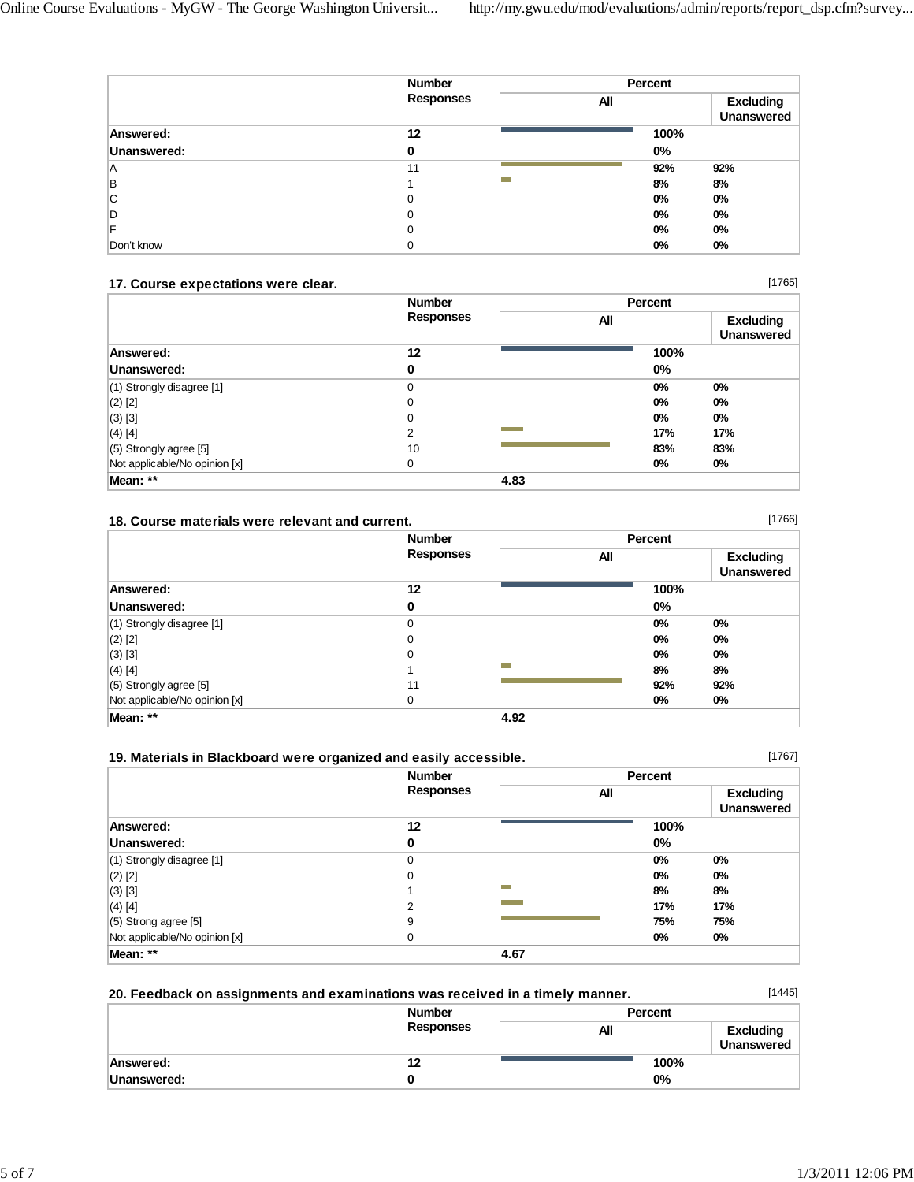| | Number Responses | Percent | |
|---|---|---|---|
| | | All | Excluding Unanswered |
| **Answered:** | **12** | **100%** | |
| **Unanswered:** | **0** | **0%** | |
| A | 11 | **92%** | **92%** |
| B | 1 | **8%** | **8%** |
| C | 0 | **0%** | **0%** |
| D | 0 | **0%** | **0%** |
| F | 0 | **0%** | **0%** |
| Don't know | 0 | **0%** | **0%** |

### 17. Course expectations were clear.

[1765]

| | Number Responses | Percent | |
|---|---|---|---|
| | | All | Excluding Unanswered |
| **Answered:** | **12** | **100%** | |
| **Unanswered:** | **0** | **0%** | |
| (1) Strongly disagree [1] | 0 | **0%** | **0%** |
| (2) [2] | 0 | **0%** | **0%** |
| (3) [3] | 0 | **0%** | **0%** |
| (4) [4] | 2 | **17%** | **17%** |
| (5) Strongly agree [5] | 10 | **83%** | **83%** |
| Not applicable/No opinion [x] | 0 | **0%** | **0%** |
| **Mean: **** | | **4.83** | |

### 18. Course materials were relevant and current.

[1766]

| | Number Responses | Percent | |
|---|---|---|---|
| | | All | Excluding Unanswered |
| **Answered:** | **12** | **100%** | |
| **Unanswered:** | **0** | **0%** | |
| (1) Strongly disagree [1] | 0 | **0%** | **0%** |
| (2) [2] | 0 | **0%** | **0%** |
| (3) [3] | 0 | **0%** | **0%** |
| (4) [4] | 1 | **8%** | **8%** |
| (5) Strongly agree [5] | 11 | **92%** | **92%** |
| Not applicable/No opinion [x] | 0 | **0%** | **0%** |
| **Mean: **** | | **4.92** | |

### 19. Materials in Blackboard were organized and easily accessible.

[1767]

| | Number Responses | Percent | |
|---|---|---|---|
| | | All | Excluding Unanswered |
| **Answered:** | **12** | **100%** | |
| **Unanswered:** | **0** | **0%** | |
| (1) Strongly disagree [1] | 0 | **0%** | **0%** |
| (2) [2] | 0 | **0%** | **0%** |
| (3) [3] | 1 | **8%** | **8%** |
| (4) [4] | 2 | **17%** | **17%** |
| (5) Strong agree [5] | 9 | **75%** | **75%** |
| Not applicable/No opinion [x] | 0 | **0%** | **0%** |
| **Mean: **** | | **4.67** | |

### 20. Feedback on assignments and examinations was received in a timely manner.

[1445]

| | Number Responses | Percent | |
|---|---|---|---|
| | | All | Excluding Unanswered |
| **Answered:** | **12** | **100%** | |
| **Unanswered:** | **0** | **0%** | |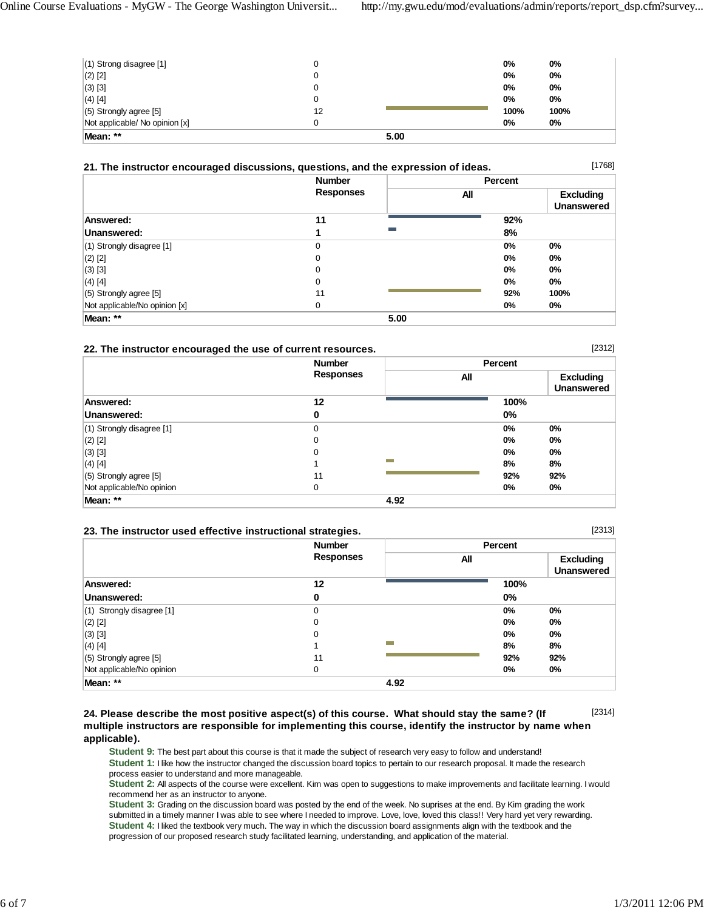| | Number Responses | Percent All | Percent Excluding Unanswered |
|---|---|---|---|
| (1) Strong disagree [1] | 0 | 0% | 0% |
| (2) [2] | 0 | 0% | 0% |
| (3) [3] | 0 | 0% | 0% |
| (4) [4] | 0 | 0% | 0% |
| (5) Strongly agree [5] | 12 | 100% | 100% |
| Not applicable/ No opinion [x] | 0 | 0% | 0% |
| **Mean: \*\*** | | 5.00 | |

### 21. The instructor encouraged discussions, questions, and the expression of ideas.

[1768]

| | Number Responses | Percent | |
|---|---|---|---|
| | | All | Excluding Unanswered |
| **Answered:** | **11** | 92% | |
| **Unanswered:** | **1** | 8% | |
| (1) Strongly disagree [1] | 0 | 0% | 0% |
| (2) [2] | 0 | 0% | 0% |
| (3) [3] | 0 | 0% | 0% |
| (4) [4] | 0 | 0% | 0% |
| (5) Strongly agree [5] | 11 | 92% | 100% |
| Not applicable/No opinion [x] | 0 | 0% | 0% |
| **Mean: \*\*** | | 5.00 | |

### 22. The instructor encouraged the use of current resources.

[2312]

| | Number Responses | Percent | |
|---|---|---|---|
| | | All | Excluding Unanswered |
| **Answered:** | **12** | 100% | |
| **Unanswered:** | **0** | 0% | |
| (1) Strongly disagree [1] | 0 | 0% | 0% |
| (2) [2] | 0 | 0% | 0% |
| (3) [3] | 0 | 0% | 0% |
| (4) [4] | 1 | 8% | 8% |
| (5) Strongly agree [5] | 11 | 92% | 92% |
| Not applicable/No opinion | 0 | 0% | 0% |
| **Mean: \*\*** | | 4.92 | |

### 23. The instructor used effective instructional strategies.

[2313]

| | Number Responses | Percent | |
|---|---|---|---|
| | | All | Excluding Unanswered |
| **Answered:** | **12** | 100% | |
| **Unanswered:** | **0** | 0% | |
| (1) Strongly disagree [1] | 0 | 0% | 0% |
| (2) [2] | 0 | 0% | 0% |
| (3) [3] | 0 | 0% | 0% |
| (4) [4] | 1 | 8% | 8% |
| (5) Strongly agree [5] | 11 | 92% | 92% |
| Not applicable/No opinion | 0 | 0% | 0% |
| **Mean: \*\*** | | 4.92 | |

### 24. Please describe the most positive aspect(s) of this course. What should stay the same? (If multiple instructors are responsible for implementing this course, identify the instructor by name when applicable).

[2314]

**Student 9:** The best part about this course is that it made the subject of research very easy to follow and understand!

**Student 1:** I like how the instructor changed the discussion board topics to pertain to our research proposal. It made the research process easier to understand and more manageable.

**Student 2:** All aspects of the course were excellent. Kim was open to suggestions to make improvements and facilitate learning. I would recommend her as an instructor to anyone.

**Student 3:** Grading on the discussion board was posted by the end of the week. No suprises at the end. By Kim grading the work submitted in a timely manner I was able to see where I needed to improve. Love, love, loved this class!! Very hard yet very rewarding.

**Student 4:** I liked the textbook very much. The way in which the discussion board assignments align with the textbook and the progression of our proposed research study facilitated learning, understanding, and application of the material.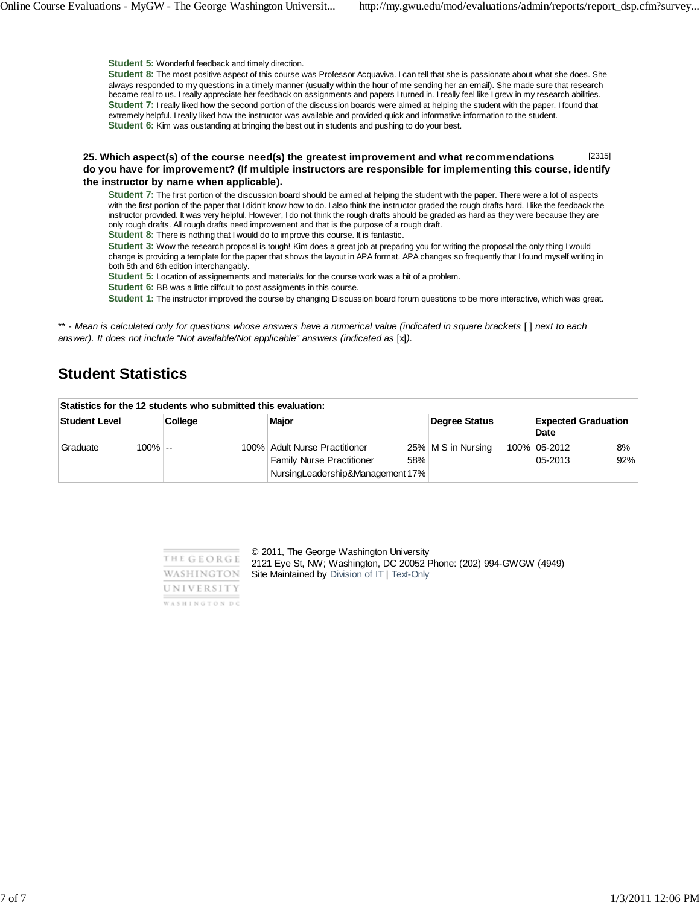**Student 5:** Wonderful feedback and timely direction.
**Student 8:** The most positive aspect of this course was Professor Acquaviva. I can tell that she is passionate about what she does. She always responded to my questions in a timely manner (usually within the hour of me sending her an email). She made sure that research became real to us. I really appreciate her feedback on assignments and papers I turned in. I really feel like I grew in my research abilities.
**Student 7:** I really liked how the second portion of the discussion boards were aimed at helping the student with the paper. I found that extremely helpful. I really liked how the instructor was available and provided quick and informative information to the student.
**Student 6:** Kim was oustanding at bringing the best out in students and pushing to do your best.

**25. Which aspect(s) of the course need(s) the greatest improvement and what recommendations do you have for improvement? (If multiple instructors are responsible for implementing this course, identify the instructor by name when applicable).** [2315]

**Student 7:** The first portion of the discussion board should be aimed at helping the student with the paper. There were a lot of aspects with the first portion of the paper that I didn't know how to do. I also think the instructor graded the rough drafts hard. I like the feedback the instructor provided. It was very helpful. However, I do not think the rough drafts should be graded as hard as they were because they are only rough drafts. All rough drafts need improvement and that is the purpose of a rough draft.
**Student 8:** There is nothing that I would do to improve this course. It is fantastic.
**Student 3:** Wow the research proposal is tough! Kim does a great job at preparing you for writing the proposal the only thing I would change is providing a template for the paper that shows the layout in APA format. APA changes so frequently that I found myself writing in both 5th and 6th edition interchangably.
**Student 5:** Location of assignements and material/s for the course work was a bit of a problem.
**Student 6:** BB was a little diffcult to post assigments in this course.
**Student 1:** The instructor improved the course by changing Discussion board forum questions to be more interactive, which was great.

** - *Mean is calculated only for questions whose answers have a numerical value (indicated in square brackets* [ ] *next to each answer). It does not include "Not available/Not applicable" answers (indicated as* [x]*).*

## Student Statistics

**Statistics for the 12 students who submitted this evaluation:**

| Student Level | | College | | Major | | Degree Status | | Expected Graduation Date | |
|---|---|---|---|---|---|---|---|---|---|
| Graduate | 100% | -- | 100% | Adult Nurse Practitioner | 25% | M S in Nursing | 100% | 05-2012 | 8% |
| | | | | Family Nurse Practitioner | 58% | | | 05-2013 | 92% |
| | | | | NursingLeadership&Management | 17% | | | | |

THE GEORGE WASHINGTON UNIVERSITY WASHINGTON DC

© 2011, The George Washington University
2121 Eye St, NW; Washington, DC 20052 Phone: (202) 994-GWGW (4949)
Site Maintained by Division of IT | Text-Only